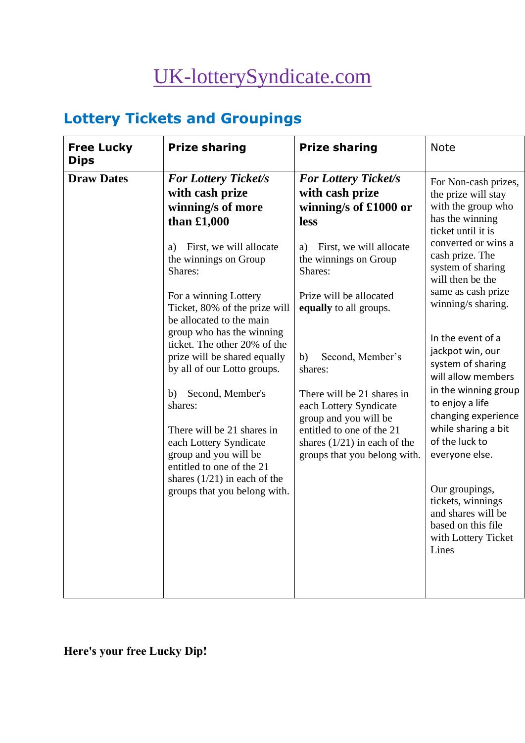# [UK-lotterySyndicate.com](UK-lotterySyndicate.com)

## Lottery Tickets and Groupings

| **Free Lucky Dips** | **Prize sharing** | **Prize sharing** | Note |
|---|---|---|---|
| **Draw Dates** | ***For Lottery Ticket/s* with cash prize winning/s of more than £1,000**<br><br>a) First, we will allocate the winnings on Group Shares:<br><br>For a winning Lottery Ticket, 80% of the prize will be allocated to the main group who has the winning ticket. The other 20% of the prize will be shared equally by all of our Lotto groups.<br><br>b) Second, Member's shares:<br><br>There will be 21 shares in each Lottery Syndicate group and you will be entitled to one of the 21 shares (1/21) in each of the groups that you belong with. | ***For Lottery Ticket/s* with cash prize winning/s of £1000 or less**<br><br>a) First, we will allocate the winnings on Group Shares:<br><br>Prize will be allocated **equally** to all groups.<br><br>b) Second, Member's shares:<br><br>There will be 21 shares in each Lottery Syndicate group and you will be entitled to one of the 21 shares (1/21) in each of the groups that you belong with. | For Non-cash prizes, the prize will stay with the group who has the winning ticket until it is converted or wins a cash prize. The system of sharing will then be the same as cash prize winning/s sharing.<br><br>In the event of a jackpot win, our system of sharing will allow members in the winning group to enjoy a life changing experience while sharing a bit of the luck to everyone else.<br><br>Our groupings, tickets, winnings and shares will be based on this file with Lottery Ticket Lines |

**Here's your free Lucky Dip!**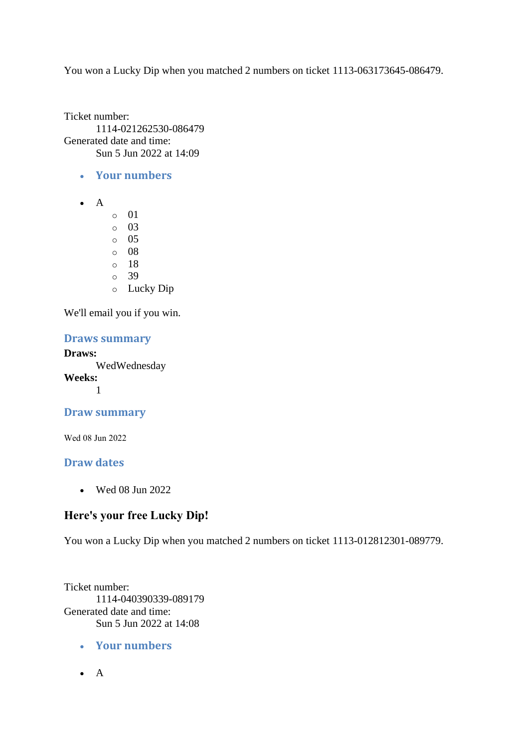You won a Lucky Dip when you matched 2 numbers on ticket 1113-063173645-086479.

Ticket number:
    1114-021262530-086479
Generated date and time:
    Sun 5 Jun 2022 at 14:09

- **Your numbers**

- A
    - 01
    - 03
    - 05
    - 08
    - 18
    - 39
    - Lucky Dip

We'll email you if you win.

### Draws summary

**Draws:**
    WedWednesday
**Weeks:**
    1

### Draw summary

Wed 08 Jun 2022

### Draw dates

- Wed 08 Jun 2022

## Here's your free Lucky Dip!

You won a Lucky Dip when you matched 2 numbers on ticket 1113-012812301-089779.

Ticket number:
    1114-040390339-089179
Generated date and time:
    Sun 5 Jun 2022 at 14:08

- **Your numbers**

- A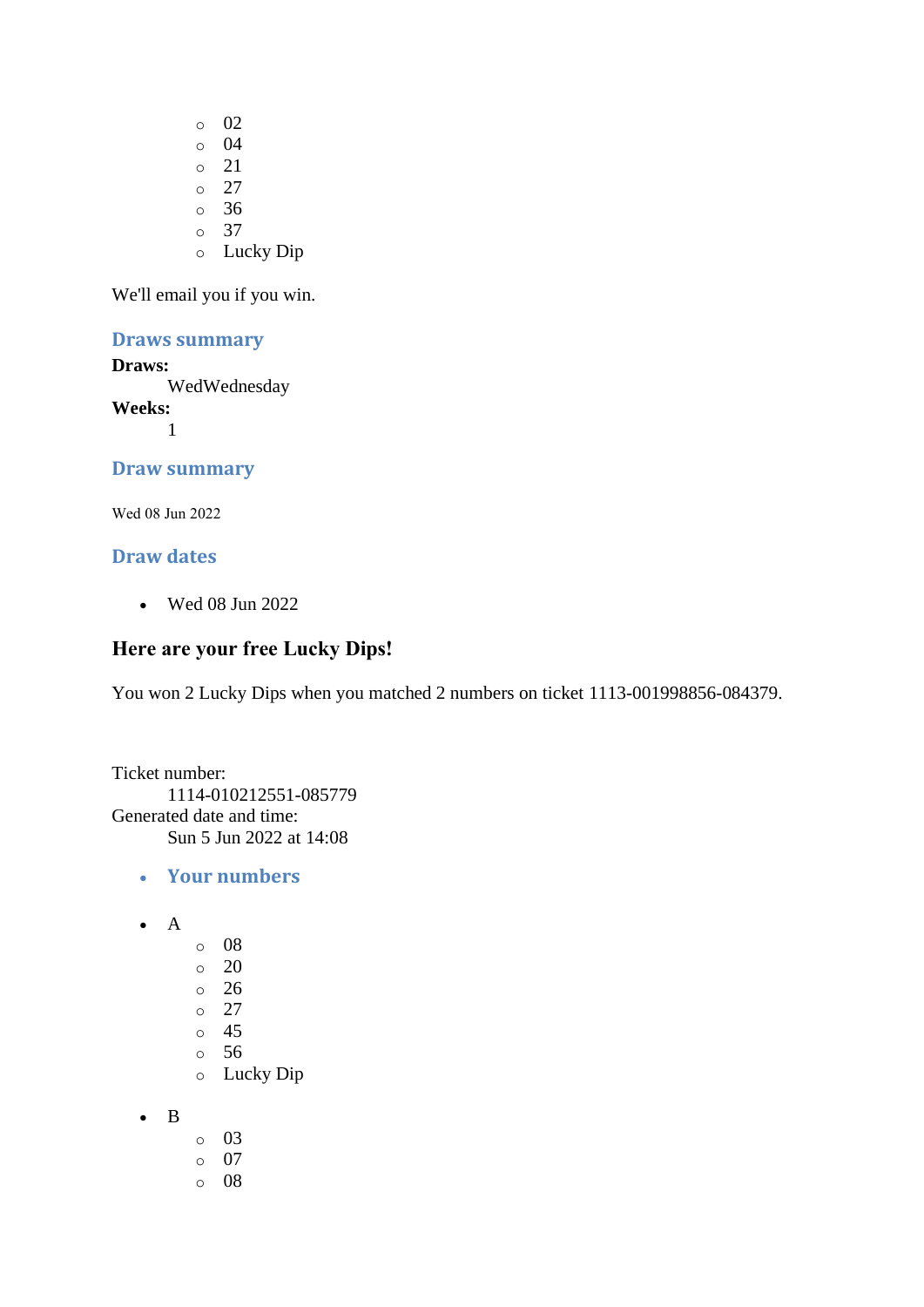- 02
  - 04
  - 21
  - 27
  - 36
  - 37
  - Lucky Dip

We'll email you if you win.

### Draws summary

**Draws:**
: WedWednesday

**Weeks:**
: 1

### Draw summary

Wed 08 Jun 2022

### Draw dates

- Wed 08 Jun 2022

## Here are your free Lucky Dips!

You won 2 Lucky Dips when you matched 2 numbers on ticket 1113-001998856-084379.

Ticket number:
: 1114-010212551-085779

Generated date and time:
: Sun 5 Jun 2022 at 14:08

- ### Your numbers

- A
  - 08
  - 20
  - 26
  - 27
  - 45
  - 56
  - Lucky Dip

- B
  - 03
  - 07
  - 08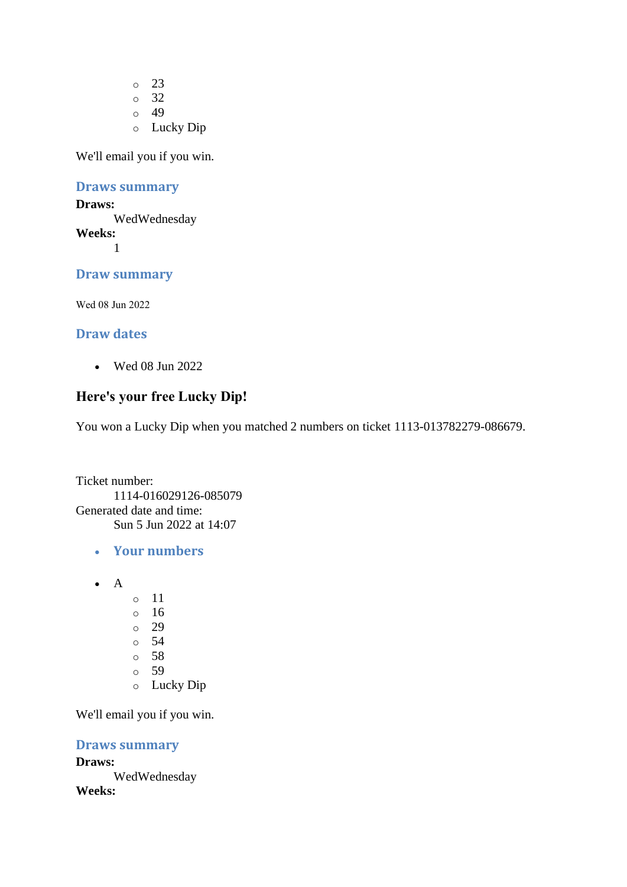- 23
    - 32
    - 49
    - Lucky Dip

We'll email you if you win.

### Draws summary

**Draws:**
: WedWednesday

**Weeks:**
: 1

### Draw summary

Wed 08 Jun 2022

### Draw dates

- Wed 08 Jun 2022

## Here's your free Lucky Dip!

You won a Lucky Dip when you matched 2 numbers on ticket 1113-013782279-086679.

Ticket number:
: 1114-016029126-085079

Generated date and time:
: Sun 5 Jun 2022 at 14:07

- ### Your numbers

- A
    - 11
    - 16
    - 29
    - 54
    - 58
    - 59
    - Lucky Dip

We'll email you if you win.

### Draws summary

**Draws:**
: WedWednesday

**Weeks:**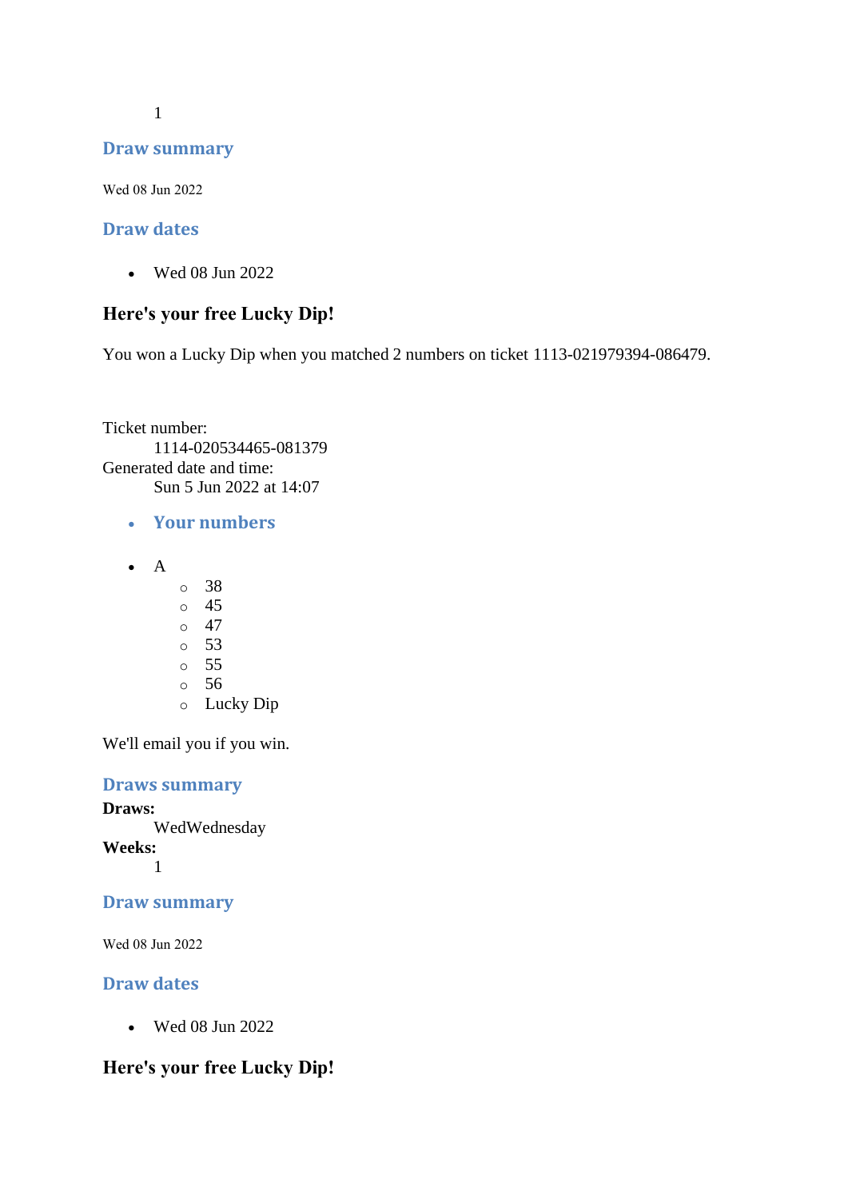1

### Draw summary

Wed 08 Jun 2022

### Draw dates

- Wed 08 Jun 2022

## Here's your free Lucky Dip!

You won a Lucky Dip when you matched 2 numbers on ticket 1113-021979394-086479.

Ticket number:
    1114-020534465-081379
Generated date and time:
    Sun 5 Jun 2022 at 14:07

- ### Your numbers

- A
    - 38
    - 45
    - 47
    - 53
    - 55
    - 56
    - Lucky Dip

We'll email you if you win.

### Draws summary

**Draws:**
    WedWednesday
**Weeks:**
    1

### Draw summary

Wed 08 Jun 2022

### Draw dates

- Wed 08 Jun 2022

## Here's your free Lucky Dip!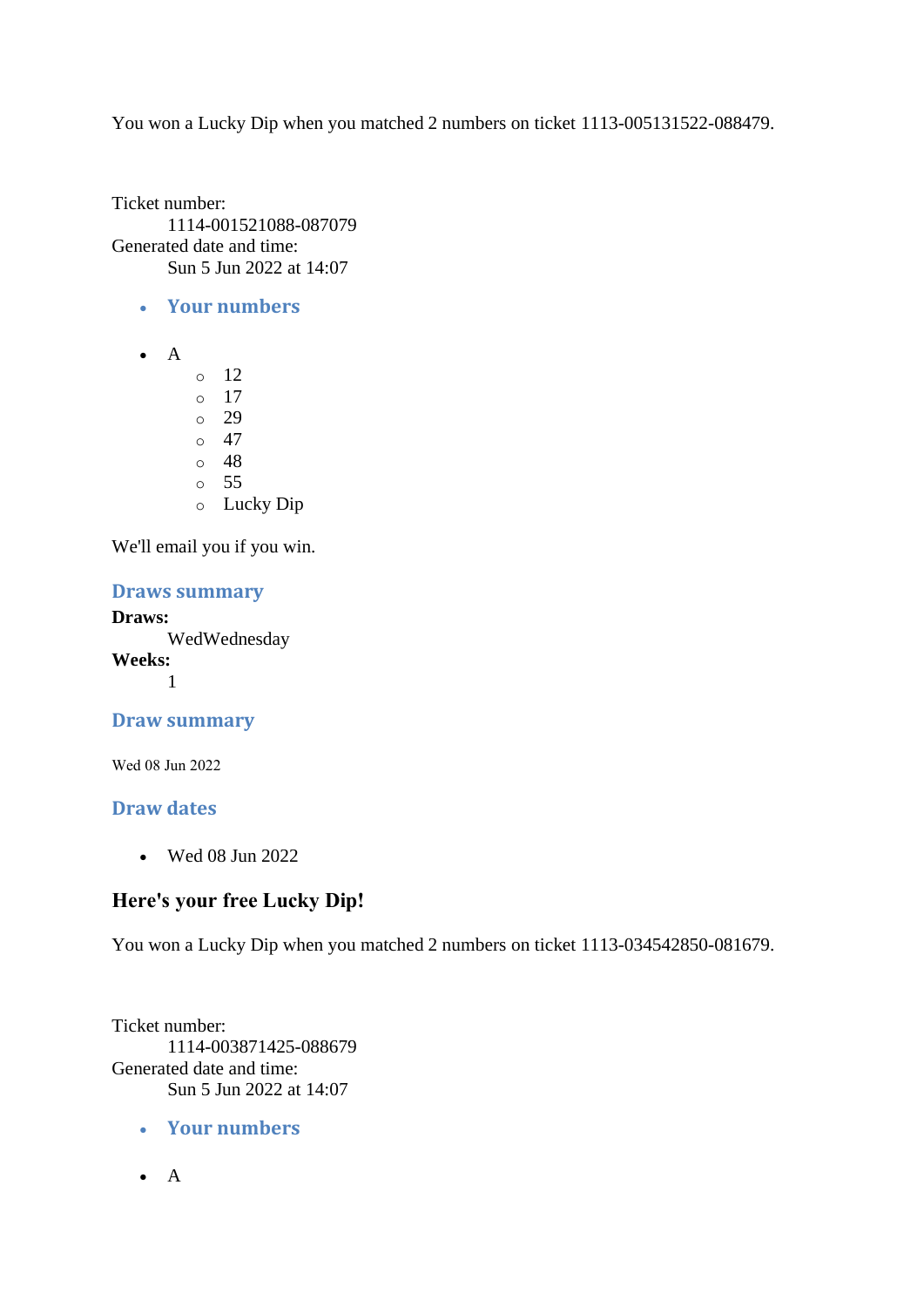You won a Lucky Dip when you matched 2 numbers on ticket 1113-005131522-088479.

Ticket number:
    1114-001521088-087079
Generated date and time:
    Sun 5 Jun 2022 at 14:07

- **Your numbers**

- A
  - 12
  - 17
  - 29
  - 47
  - 48
  - 55
  - Lucky Dip

We'll email you if you win.

### Draws summary

**Draws:**
    WedWednesday
**Weeks:**
    1

### Draw summary

Wed 08 Jun 2022

### Draw dates

- Wed 08 Jun 2022

## Here's your free Lucky Dip!

You won a Lucky Dip when you matched 2 numbers on ticket 1113-034542850-081679.

Ticket number:
    1114-003871425-088679
Generated date and time:
    Sun 5 Jun 2022 at 14:07

- **Your numbers**

- A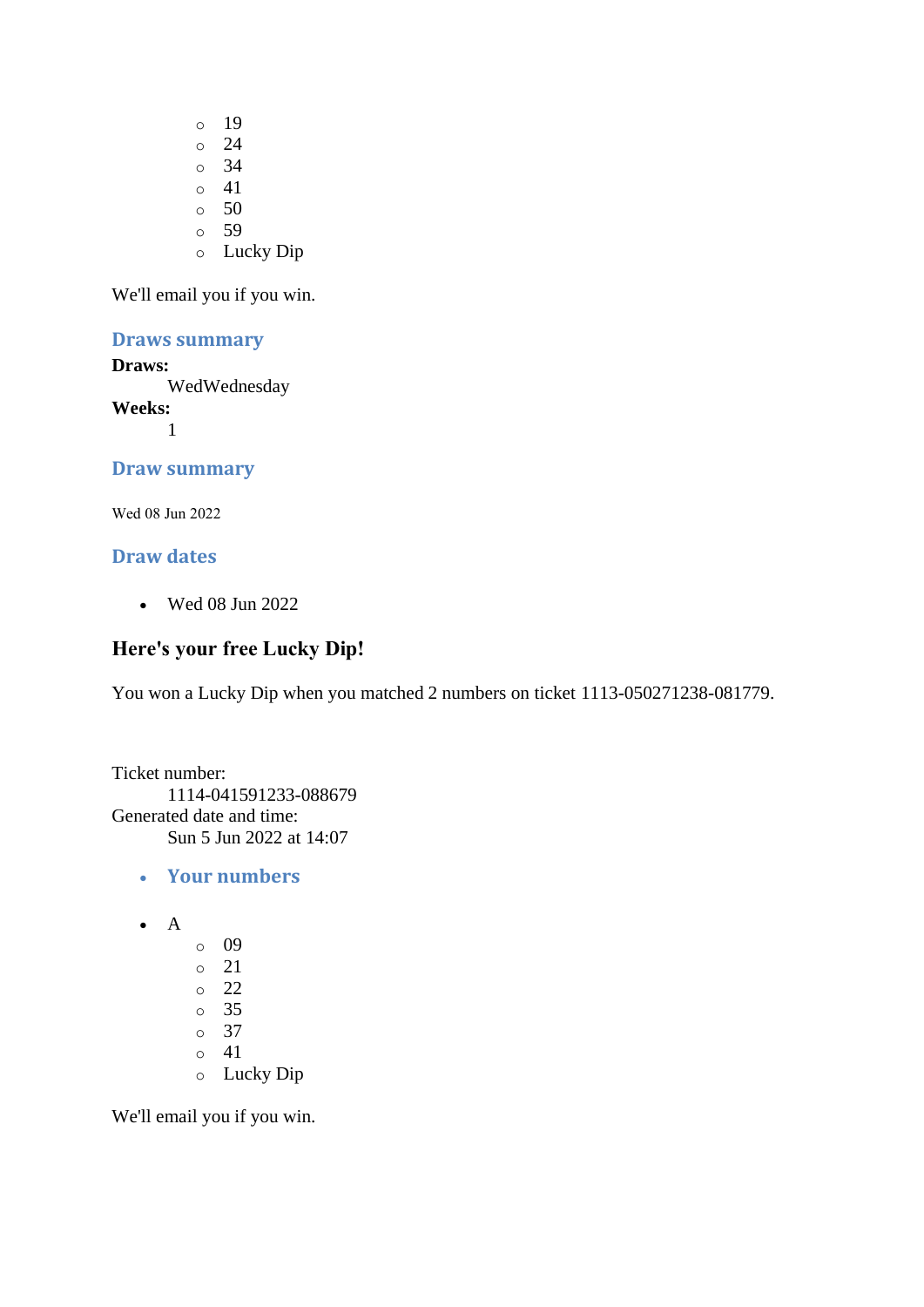- 19
    - 24
    - 34
    - 41
    - 50
    - 59
    - Lucky Dip

We'll email you if you win.

### Draws summary

**Draws:**
: WedWednesday

**Weeks:**
: 1

### Draw summary

Wed 08 Jun 2022

### Draw dates

- Wed 08 Jun 2022

## Here's your free Lucky Dip!

You won a Lucky Dip when you matched 2 numbers on ticket 1113-050271238-081779.

Ticket number:
: 1114-041591233-088679

Generated date and time:
: Sun 5 Jun 2022 at 14:07

- **Your numbers**

- A
    - 09
    - 21
    - 22
    - 35
    - 37
    - 41
    - Lucky Dip

We'll email you if you win.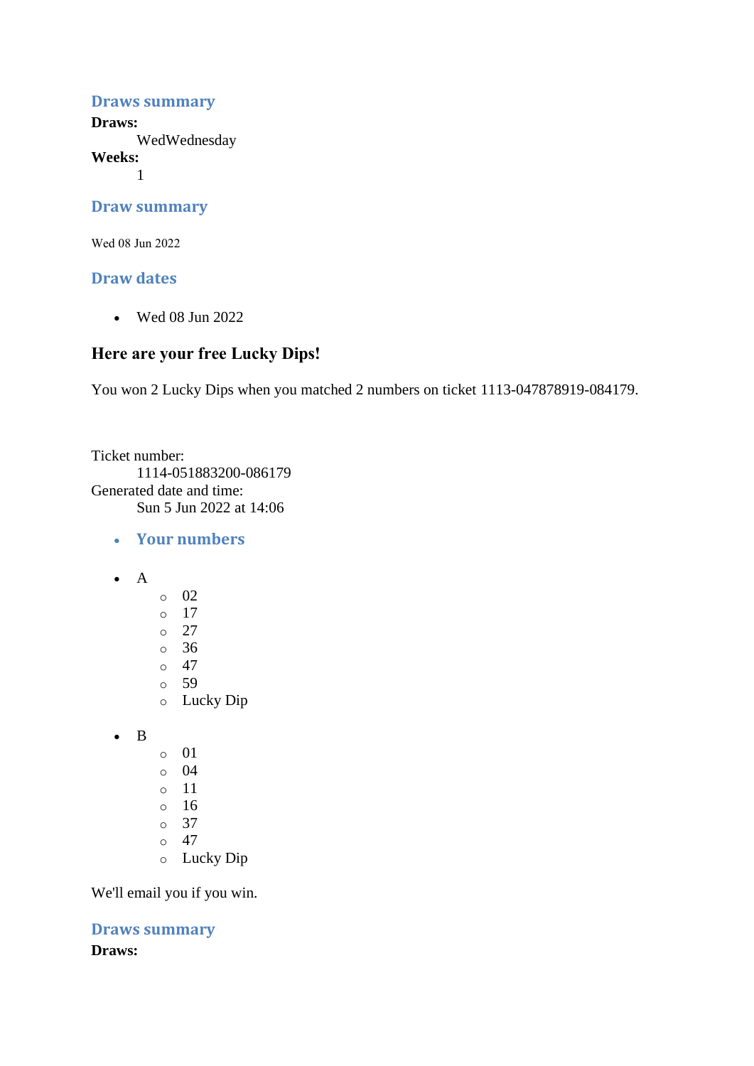### Draws summary

**Draws:**
: WedWednesday

**Weeks:**
: 1

### Draw summary

Wed 08 Jun 2022

### Draw dates

- Wed 08 Jun 2022

## Here are your free Lucky Dips!

You won 2 Lucky Dips when you matched 2 numbers on ticket 1113-047878919-084179.

Ticket number:
: 1114-051883200-086179

Generated date and time:
: Sun 5 Jun 2022 at 14:06

- **Your numbers**

- A
  - 02
  - 17
  - 27
  - 36
  - 47
  - 59
  - Lucky Dip

- B
  - 01
  - 04
  - 11
  - 16
  - 37
  - 47
  - Lucky Dip

We'll email you if you win.

### Draws summary

**Draws:**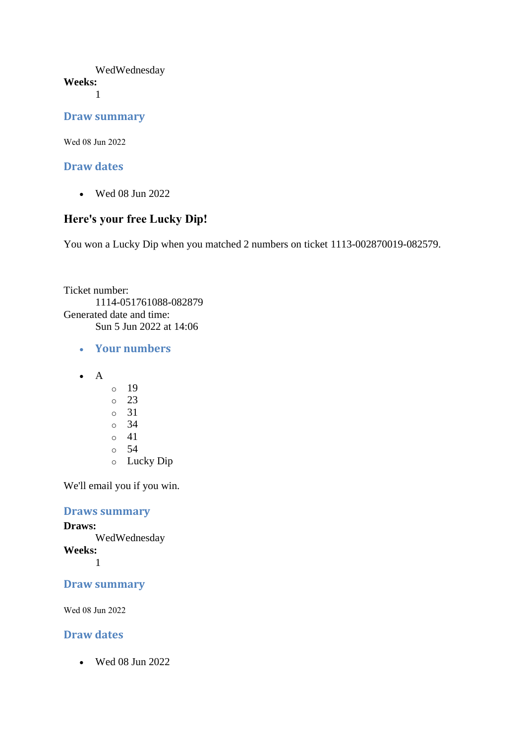WedWednesday

**Weeks:**

1

## Draw summary

Wed 08 Jun 2022

## Draw dates

- Wed 08 Jun 2022

# Here's your free Lucky Dip!

You won a Lucky Dip when you matched 2 numbers on ticket 1113-002870019-082579.

Ticket number:

1114-051761088-082879

Generated date and time:

Sun 5 Jun 2022 at 14:06

- **Your numbers**

- A
  - 19
  - 23
  - 31
  - 34
  - 41
  - 54
  - Lucky Dip

We'll email you if you win.

## Draws summary

**Draws:**

WedWednesday

**Weeks:**

1

## Draw summary

Wed 08 Jun 2022

## Draw dates

- Wed 08 Jun 2022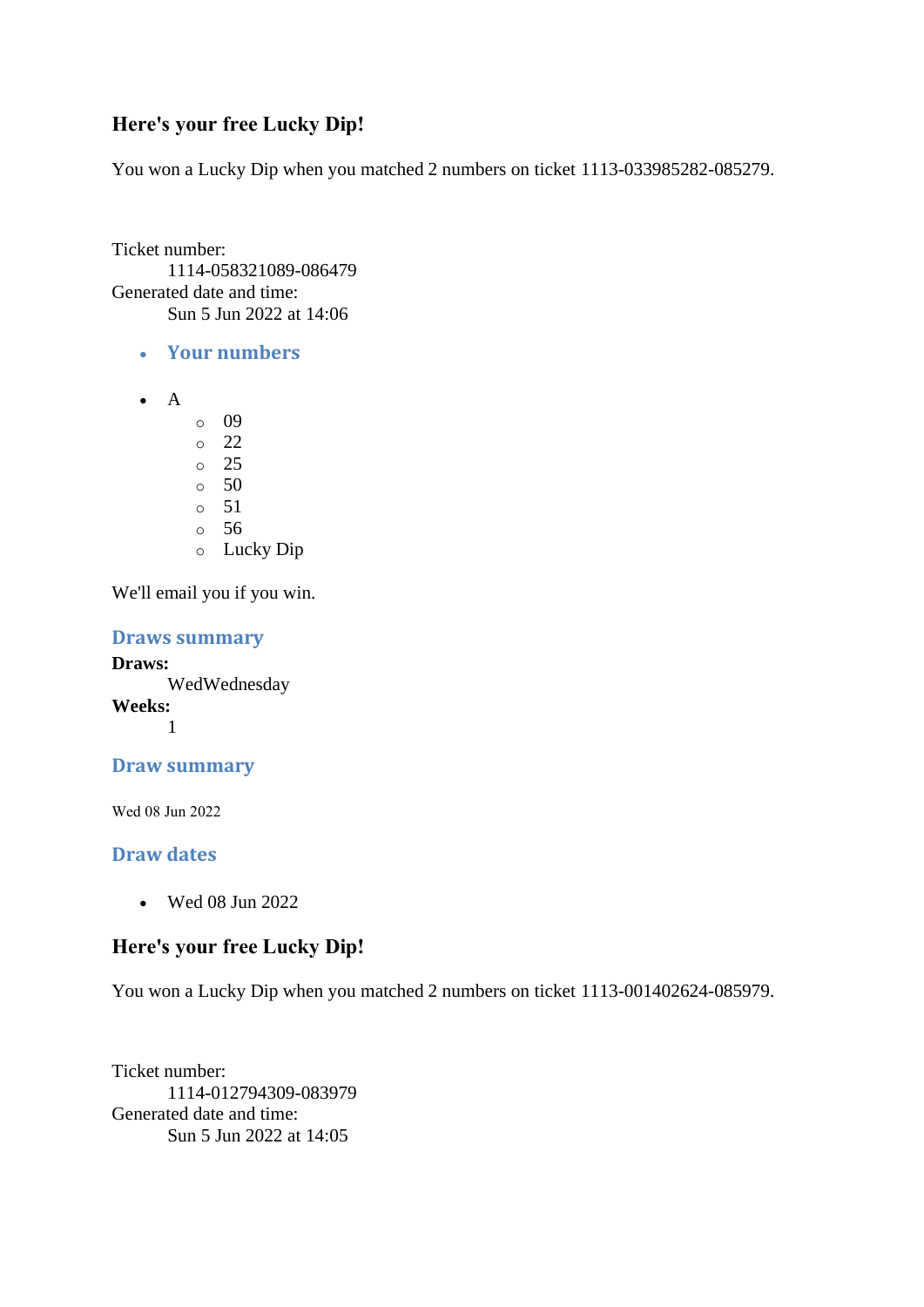### Here's your free Lucky Dip!

You won a Lucky Dip when you matched 2 numbers on ticket 1113-033985282-085279.

Ticket number:
: 1114-058321089-086479

Generated date and time:
: Sun 5 Jun 2022 at 14:06

- **Your numbers**

- A
  - 09
  - 22
  - 25
  - 50
  - 51
  - 56
  - Lucky Dip

We'll email you if you win.

#### Draws summary

**Draws:**
: WedWednesday

**Weeks:**
: 1

#### Draw summary

Wed 08 Jun 2022

#### Draw dates

- Wed 08 Jun 2022

### Here's your free Lucky Dip!

You won a Lucky Dip when you matched 2 numbers on ticket 1113-001402624-085979.

Ticket number:
: 1114-012794309-083979

Generated date and time:
: Sun 5 Jun 2022 at 14:05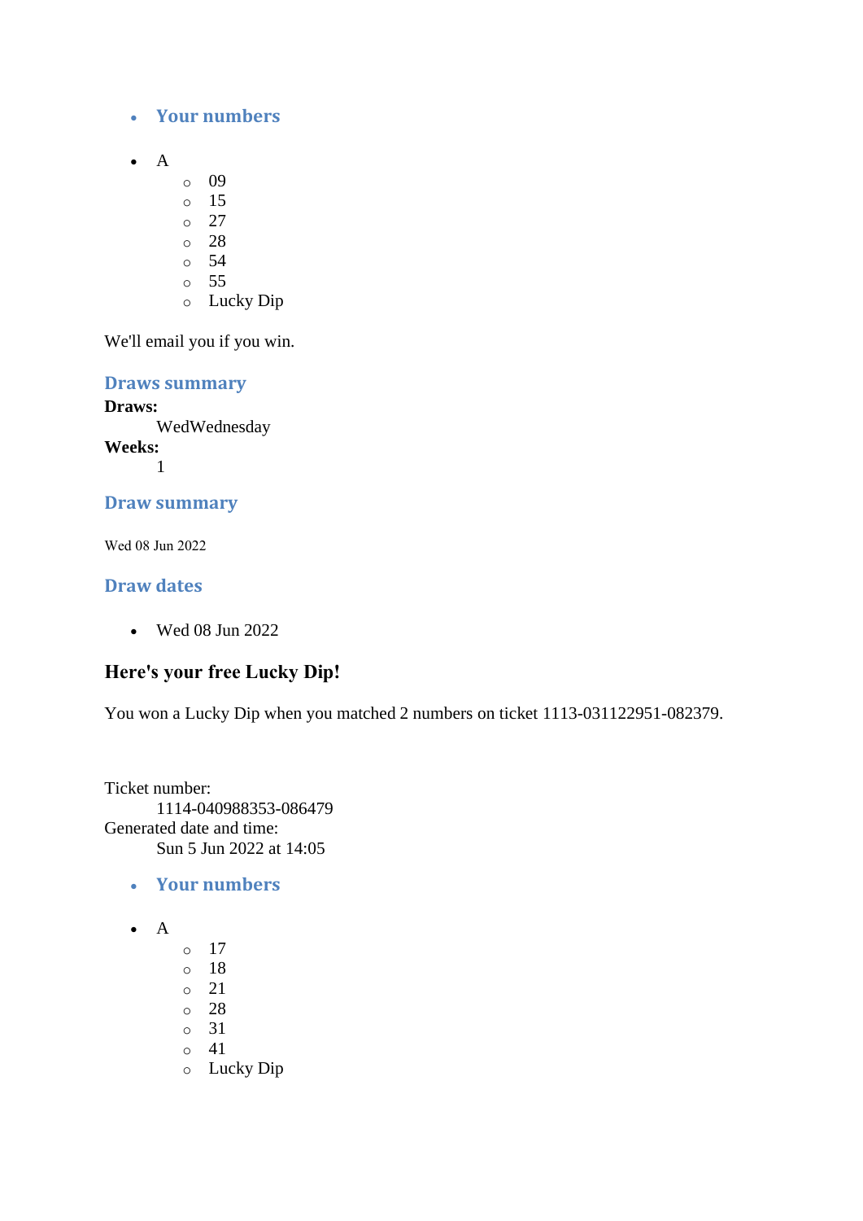- ### Your numbers

- A
  - 09
  - 15
  - 27
  - 28
  - 54
  - 55
  - Lucky Dip

We'll email you if you win.

### Draws summary

**Draws:**
: WedWednesday

**Weeks:**
: 1

### Draw summary

Wed 08 Jun 2022

### Draw dates

- Wed 08 Jun 2022

## Here's your free Lucky Dip!

You won a Lucky Dip when you matched 2 numbers on ticket 1113-031122951-082379.

Ticket number:
: 1114-040988353-086479

Generated date and time:
: Sun 5 Jun 2022 at 14:05

- ### Your numbers

- A
  - 17
  - 18
  - 21
  - 28
  - 31
  - 41
  - Lucky Dip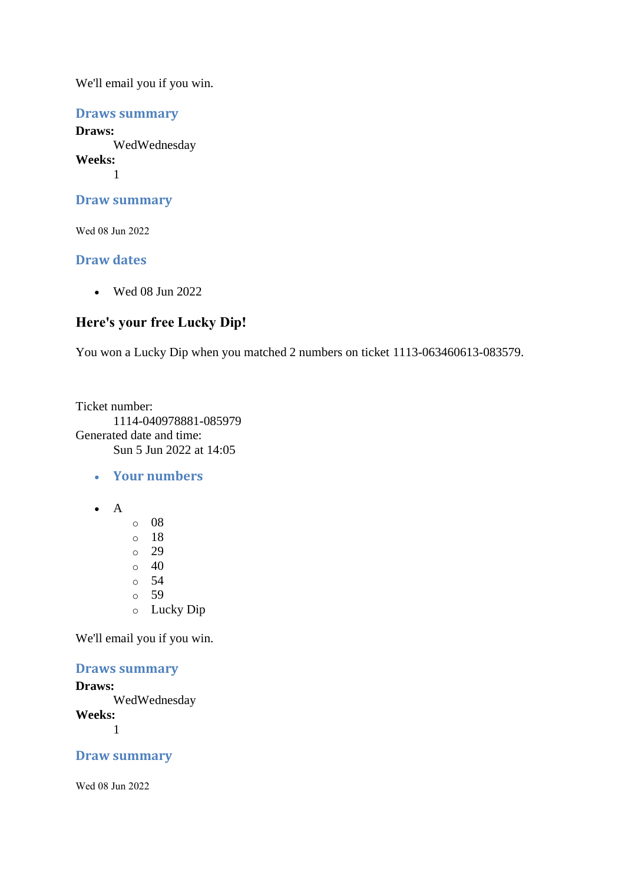We'll email you if you win.

### Draws summary

**Draws:**
: WedWednesday

**Weeks:**
: 1

### Draw summary

Wed 08 Jun 2022

### Draw dates

- Wed 08 Jun 2022

## Here's your free Lucky Dip!

You won a Lucky Dip when you matched 2 numbers on ticket 1113-063460613-083579.

Ticket number:
: 1114-040978881-085979

Generated date and time:
: Sun 5 Jun 2022 at 14:05

- ### Your numbers

- A
  - 08
  - 18
  - 29
  - 40
  - 54
  - 59
  - Lucky Dip

We'll email you if you win.

### Draws summary

**Draws:**
: WedWednesday

**Weeks:**
: 1

### Draw summary

Wed 08 Jun 2022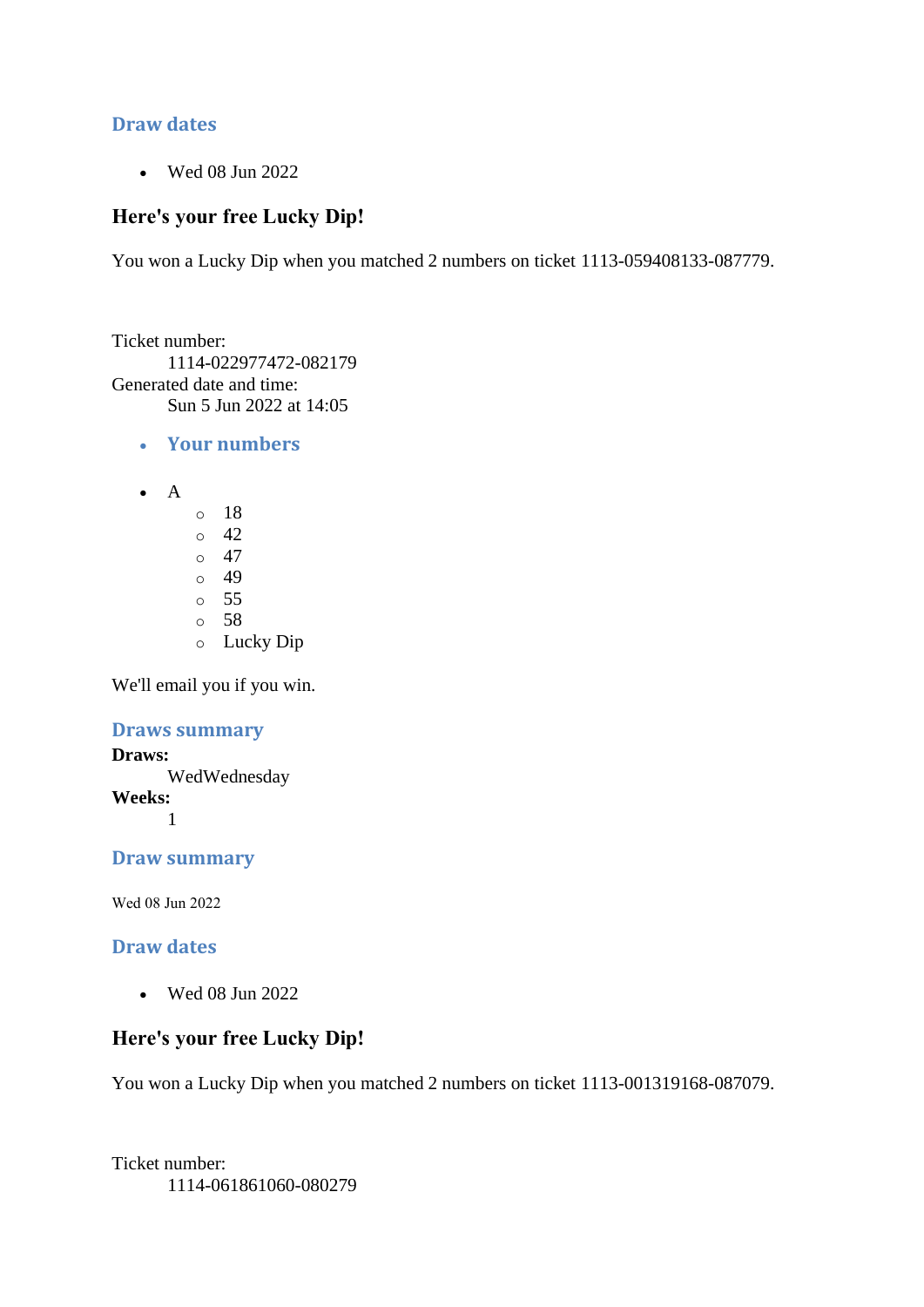### Draw dates

- Wed 08 Jun 2022

### Here's your free Lucky Dip!

You won a Lucky Dip when you matched 2 numbers on ticket 1113-059408133-087779.

Ticket number:
    1114-022977472-082179
Generated date and time:
    Sun 5 Jun 2022 at 14:05

- ### Your numbers

- A
    - 18
    - 42
    - 47
    - 49
    - 55
    - 58
    - Lucky Dip

We'll email you if you win.

### Draws summary

**Draws:**
    WedWednesday
**Weeks:**
    1

### Draw summary

Wed 08 Jun 2022

### Draw dates

- Wed 08 Jun 2022

### Here's your free Lucky Dip!

You won a Lucky Dip when you matched 2 numbers on ticket 1113-001319168-087079.

Ticket number:
    1114-061861060-080279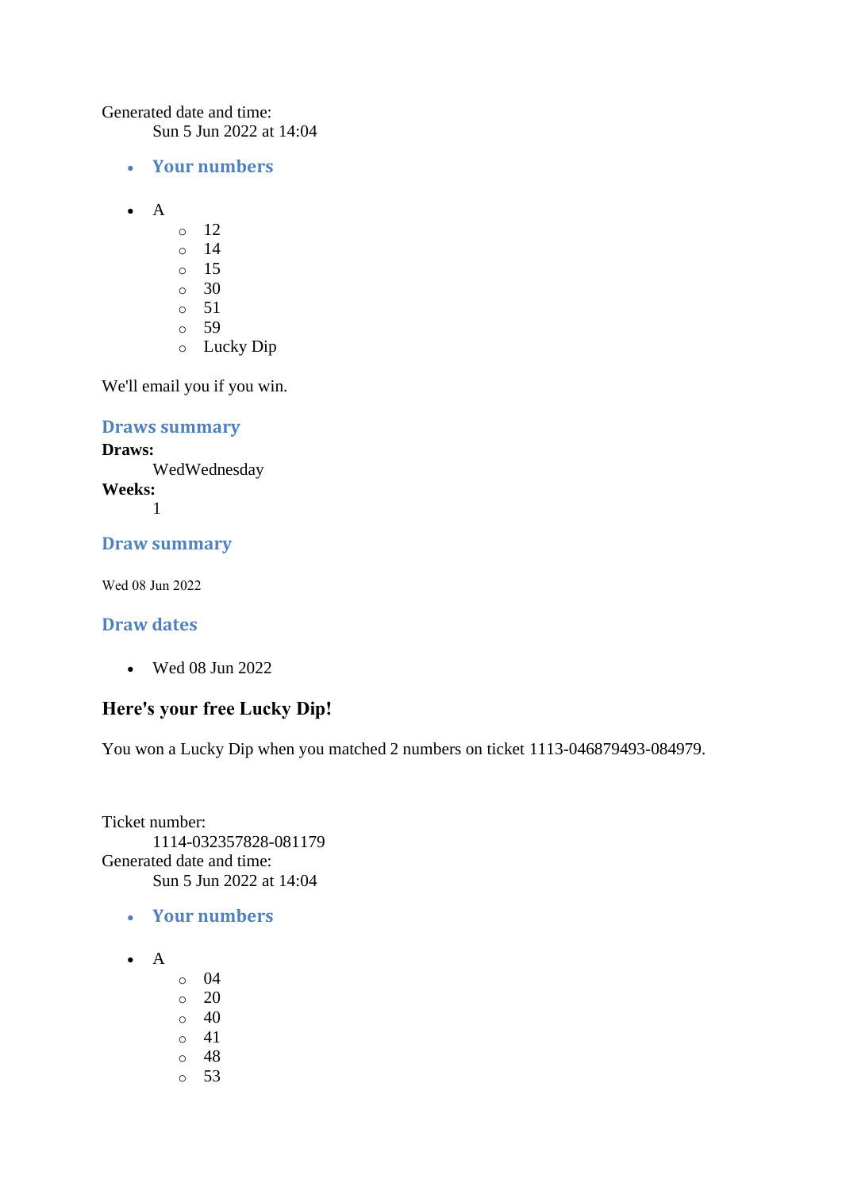Generated date and time:
: Sun 5 Jun 2022 at 14:04

- ### Your numbers

- A
  - 12
  - 14
  - 15
  - 30
  - 51
  - 59
  - Lucky Dip

We'll email you if you win.

### Draws summary

**Draws:**
: WedWednesday

**Weeks:**
: 1

### Draw summary

Wed 08 Jun 2022

### Draw dates

- Wed 08 Jun 2022

## Here's your free Lucky Dip!

You won a Lucky Dip when you matched 2 numbers on ticket 1113-046879493-084979.

Ticket number:
: 1114-032357828-081179

Generated date and time:
: Sun 5 Jun 2022 at 14:04

- ### Your numbers

- A
  - 04
  - 20
  - 40
  - 41
  - 48
  - 53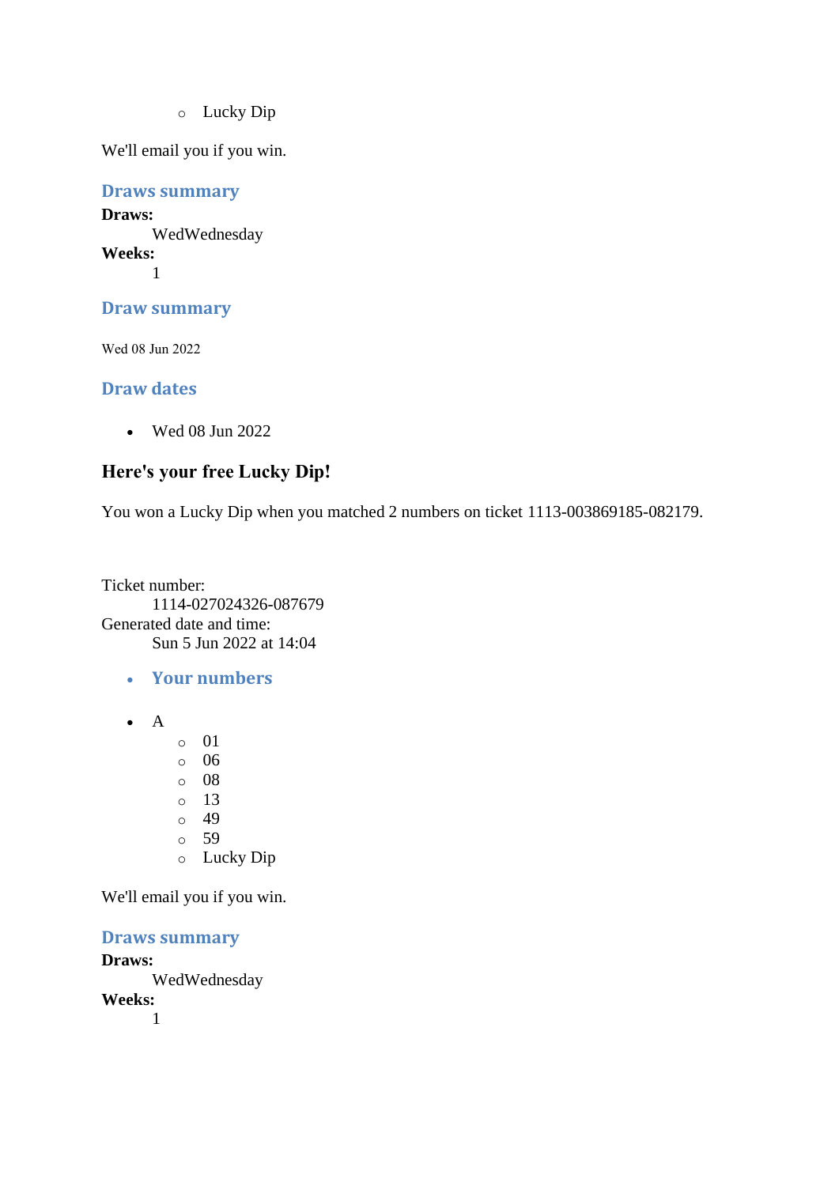- Lucky Dip

We'll email you if you win.

### Draws summary

**Draws:**
: WedWednesday

**Weeks:**
: 1

### Draw summary

Wed 08 Jun 2022

### Draw dates

- Wed 08 Jun 2022

## Here's your free Lucky Dip!

You won a Lucky Dip when you matched 2 numbers on ticket 1113-003869185-082179.

Ticket number:
: 1114-027024326-087679

Generated date and time:
: Sun 5 Jun 2022 at 14:04

- ### Your numbers

- A
    - 01
    - 06
    - 08
    - 13
    - 49
    - 59
    - Lucky Dip

We'll email you if you win.

### Draws summary

**Draws:**
: WedWednesday

**Weeks:**
: 1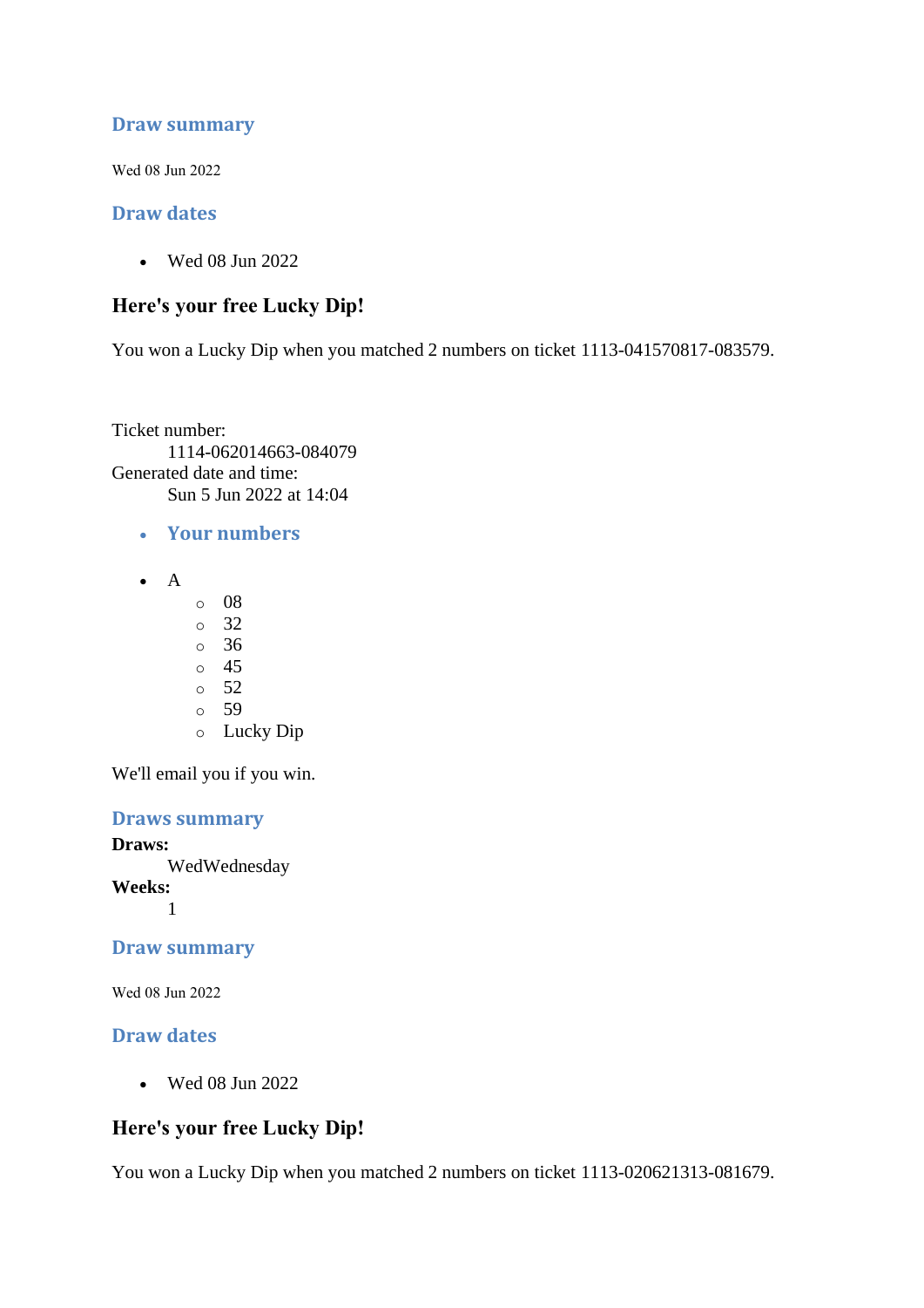## Draw summary

Wed 08 Jun 2022

## Draw dates

- Wed 08 Jun 2022

### Here's your free Lucky Dip!

You won a Lucky Dip when you matched 2 numbers on ticket 1113-041570817-083579.

Ticket number:
    1114-062014663-084079
Generated date and time:
    Sun 5 Jun 2022 at 14:04

- **Your numbers**

- A
  - 08
  - 32
  - 36
  - 45
  - 52
  - 59
  - Lucky Dip

We'll email you if you win.

## Draws summary

**Draws:**
    WedWednesday
**Weeks:**
    1

## Draw summary

Wed 08 Jun 2022

## Draw dates

- Wed 08 Jun 2022

### Here's your free Lucky Dip!

You won a Lucky Dip when you matched 2 numbers on ticket 1113-020621313-081679.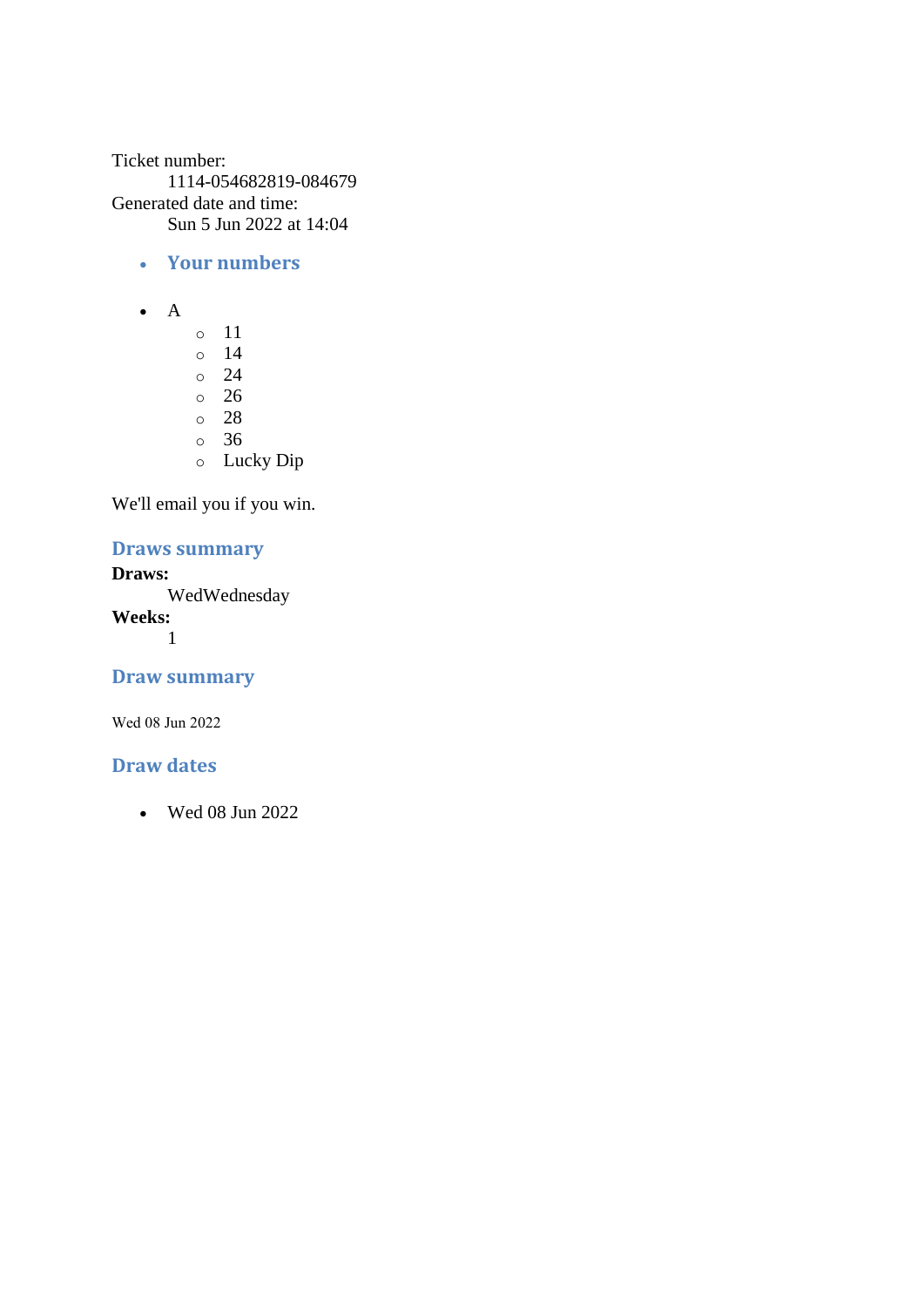Ticket number:
: 1114-054682819-084679

Generated date and time:
: Sun 5 Jun 2022 at 14:04

- ### Your numbers

- A
  - 11
  - 14
  - 24
  - 26
  - 28
  - 36
  - Lucky Dip

We'll email you if you win.

### Draws summary

**Draws:**
: WedWednesday

**Weeks:**
: 1

### Draw summary

Wed 08 Jun 2022

### Draw dates

- Wed 08 Jun 2022